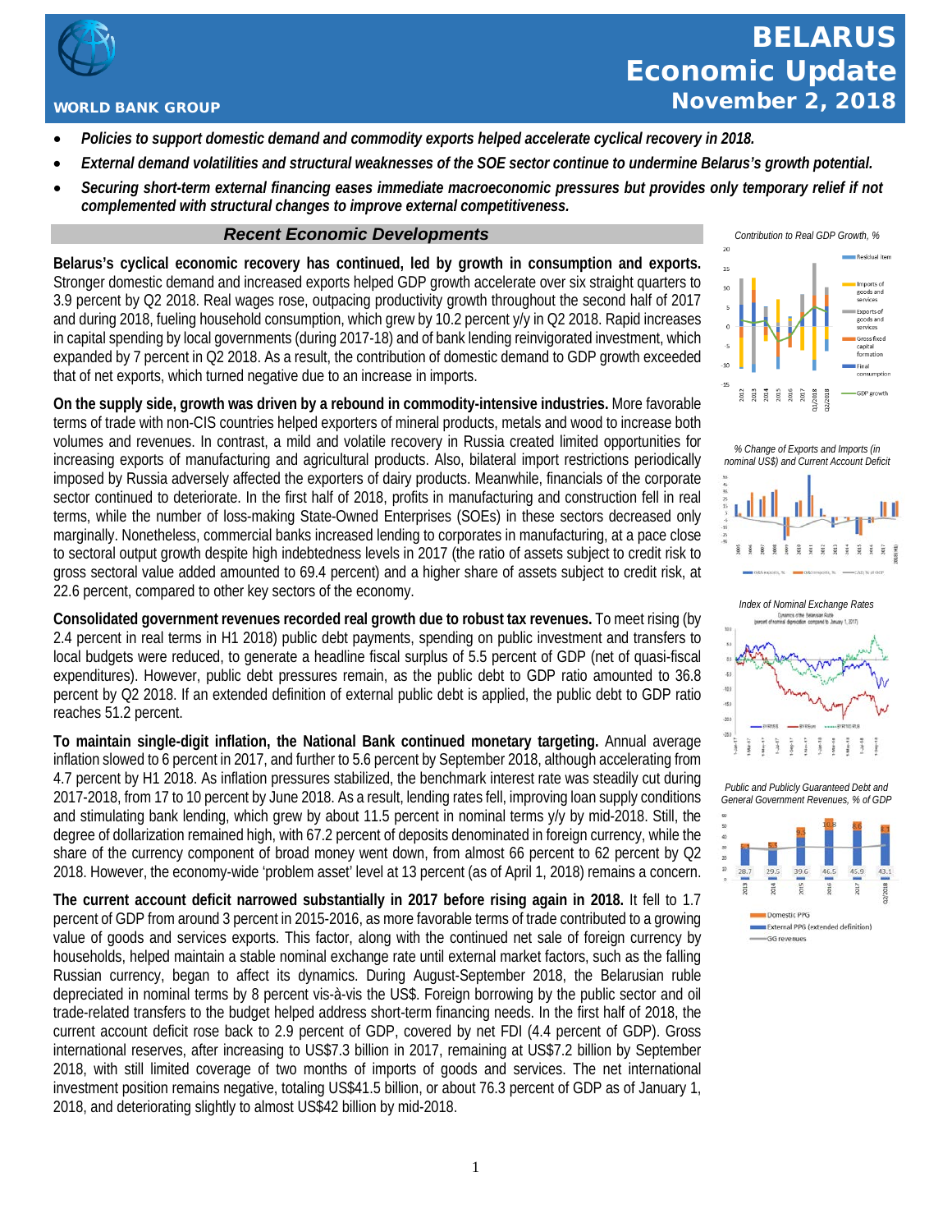# BELARUS Economic Update

**November 2, 2018**

WORLD BANK GROUP

- ***Policies to support domestic demand and commodity exports helped accelerate cyclical recovery in 2018.***
- ***External demand volatilities and structural weaknesses of the SOE sector continue to undermine Belarus's growth potential.***
- ***Securing short-term external financing eases immediate macroeconomic pressures but provides only temporary relief if not complemented with structural changes to improve external competitiveness.***

## Recent Economic Developments

**Belarus's cyclical economic recovery has continued, led by growth in consumption and exports.** Stronger domestic demand and increased exports helped GDP growth accelerate over six straight quarters to 3.9 percent by Q2 2018. Real wages rose, outpacing productivity growth throughout the second half of 2017 and during 2018, fueling household consumption, which grew by 10.2 percent y/y in Q2 2018. Rapid increases in capital spending by local governments (during 2017-18) and of bank lending reinvigorated investment, which expanded by 7 percent in Q2 2018. As a result, the contribution of domestic demand to GDP growth exceeded that of net exports, which turned negative due to an increase in imports.

**On the supply side, growth was driven by a rebound in commodity-intensive industries.** More favorable terms of trade with non-CIS countries helped exporters of mineral products, metals and wood to increase both volumes and revenues. In contrast, a mild and volatile recovery in Russia created limited opportunities for increasing exports of manufacturing and agricultural products. Also, bilateral import restrictions periodically imposed by Russia adversely affected the exporters of dairy products. Meanwhile, financials of the corporate sector continued to deteriorate. In the first half of 2018, profits in manufacturing and construction fell in real terms, while the number of loss-making State-Owned Enterprises (SOEs) in these sectors decreased only marginally. Nonetheless, commercial banks increased lending to corporates in manufacturing, at a pace close to sectoral output growth despite high indebtedness levels in 2017 (the ratio of assets subject to credit risk to gross sectoral value added amounted to 69.4 percent) and a higher share of assets subject to credit risk, at 22.6 percent, compared to other key sectors of the economy.

**Consolidated government revenues recorded real growth due to robust tax revenues.** To meet rising (by 2.4 percent in real terms in H1 2018) public debt payments, spending on public investment and transfers to local budgets were reduced, to generate a headline fiscal surplus of 5.5 percent of GDP (net of quasi-fiscal expenditures). However, public debt pressures remain, as the public debt to GDP ratio amounted to 36.8 percent by Q2 2018. If an extended definition of external public debt is applied, the public debt to GDP ratio reaches 51.2 percent.

**To maintain single-digit inflation, the National Bank continued monetary targeting.** Annual average inflation slowed to 6 percent in 2017, and further to 5.6 percent by September 2018, although accelerating from 4.7 percent by H1 2018. As inflation pressures stabilized, the benchmark interest rate was steadily cut during 2017-2018, from 17 to 10 percent by June 2018. As a result, lending rates fell, improving loan supply conditions and stimulating bank lending, which grew by about 11.5 percent in nominal terms y/y by mid-2018. Still, the degree of dollarization remained high, with 67.2 percent of deposits denominated in foreign currency, while the share of the currency component of broad money went down, from almost 66 percent to 62 percent by Q2 2018. However, the economy-wide 'problem asset' level at 13 percent (as of April 1, 2018) remains a concern.

**The current account deficit narrowed substantially in 2017 before rising again in 2018.** It fell to 1.7 percent of GDP from around 3 percent in 2015-2016, as more favorable terms of trade contributed to a growing value of goods and services exports. This factor, along with the continued net sale of foreign currency by households, helped maintain a stable nominal exchange rate until external market factors, such as the falling Russian currency, began to affect its dynamics. During August-September 2018, the Belarusian ruble depreciated in nominal terms by 8 percent vis-à-vis the US$. Foreign borrowing by the public sector and oil trade-related transfers to the budget helped address short-term financing needs. In the first half of 2018, the current account deficit rose back to 2.9 percent of GDP, covered by net FDI (4.4 percent of GDP). Gross international reserves, after increasing to US$7.3 billion in 2017, remaining at US$7.2 billion by September 2018, with still limited coverage of two months of imports of goods and services. The net international investment position remains negative, totaling US$41.5 billion, or about 76.3 percent of GDP as of January 1, 2018, and deteriorating slightly to almost US$42 billion by mid-2018.

*Contribution to Real GDP Growth, %*

*% Change of Exports and Imports (in nominal US$) and Current Account Deficit*

*Index of Nominal Exchange Rates*

*Public and Publicly Guaranteed Debt and General Government Revenues, % of GDP*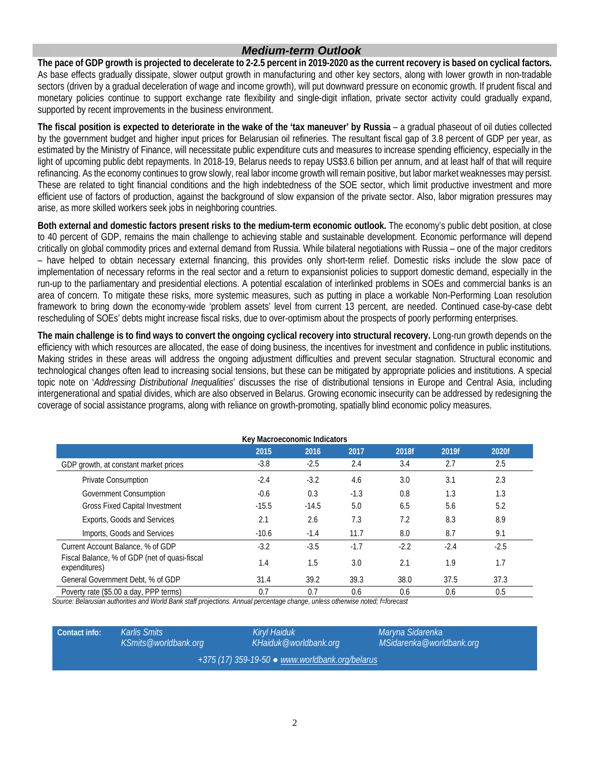## *Medium-term Outlook*

**The pace of GDP growth is projected to decelerate to 2-2.5 percent in 2019-2020 as the current recovery is based on cyclical factors.** As base effects gradually dissipate, slower output growth in manufacturing and other key sectors, along with lower growth in non-tradable sectors (driven by a gradual deceleration of wage and income growth), will put downward pressure on economic growth. If prudent fiscal and monetary policies continue to support exchange rate flexibility and single-digit inflation, private sector activity could gradually expand, supported by recent improvements in the business environment.

**The fiscal position is expected to deteriorate in the wake of the 'tax maneuver' by Russia** – a gradual phaseout of oil duties collected by the government budget and higher input prices for Belarusian oil refineries. The resultant fiscal gap of 3.8 percent of GDP per year, as estimated by the Ministry of Finance, will necessitate public expenditure cuts and measures to increase spending efficiency, especially in the light of upcoming public debt repayments. In 2018-19, Belarus needs to repay US$3.6 billion per annum, and at least half of that will require refinancing. As the economy continues to grow slowly, real labor income growth will remain positive, but labor market weaknesses may persist. These are related to tight financial conditions and the high indebtedness of the SOE sector, which limit productive investment and more efficient use of factors of production, against the background of slow expansion of the private sector. Also, labor migration pressures may arise, as more skilled workers seek jobs in neighboring countries.

**Both external and domestic factors present risks to the medium-term economic outlook.** The economy's public debt position, at close to 40 percent of GDP, remains the main challenge to achieving stable and sustainable development. Economic performance will depend critically on global commodity prices and external demand from Russia. While bilateral negotiations with Russia – one of the major creditors – have helped to obtain necessary external financing, this provides only short-term relief. Domestic risks include the slow pace of implementation of necessary reforms in the real sector and a return to expansionist policies to support domestic demand, especially in the run-up to the parliamentary and presidential elections. A potential escalation of interlinked problems in SOEs and commercial banks is an area of concern. To mitigate these risks, more systemic measures, such as putting in place a workable Non-Performing Loan resolution framework to bring down the economy-wide 'problem assets' level from current 13 percent, are needed. Continued case-by-case debt rescheduling of SOEs' debts might increase fiscal risks, due to over-optimism about the prospects of poorly performing enterprises.

**The main challenge is to find ways to convert the ongoing cyclical recovery into structural recovery.** Long-run growth depends on the efficiency with which resources are allocated, the ease of doing business, the incentives for investment and confidence in public institutions. Making strides in these areas will address the ongoing adjustment difficulties and prevent secular stagnation. Structural economic and technological changes often lead to increasing social tensions, but these can be mitigated by appropriate policies and institutions. A special topic note on '*Addressing Distributional Inequalities*' discusses the rise of distributional tensions in Europe and Central Asia, including intergenerational and spatial divides, which are also observed in Belarus. Growing economic insecurity can be addressed by redesigning the coverage of social assistance programs, along with reliance on growth-promoting, spatially blind economic policy measures.

**Key Macroeconomic Indicators**

| | 2015 | 2016 | 2017 | 2018f | 2019f | 2020f |
|---|---|---|---|---|---|---|
| GDP growth, at constant market prices | -3.8 | -2.5 | 2.4 | 3.4 | 2.7 | 2.5 |
| Private Consumption | -2.4 | -3.2 | 4.6 | 3.0 | 3.1 | 2.3 |
| Government Consumption | -0.6 | 0.3 | -1.3 | 0.8 | 1.3 | 1.3 |
| Gross Fixed Capital Investment | -15.5 | -14.5 | 5.0 | 6.5 | 5.6 | 5.2 |
| Exports, Goods and Services | 2.1 | 2.6 | 7.3 | 7.2 | 8.3 | 8.9 |
| Imports, Goods and Services | -10.6 | -1.4 | 11.7 | 8.0 | 8.7 | 9.1 |
| Current Account Balance, % of GDP | -3.2 | -3.5 | -1.7 | -2.2 | -2.4 | -2.5 |
| Fiscal Balance, % of GDP (net of quasi-fiscal expenditures) | 1.4 | 1.5 | 3.0 | 2.1 | 1.9 | 1.7 |
| General Government Debt, % of GDP | 31.4 | 39.2 | 39.3 | 38.0 | 37.5 | 37.3 |
| Poverty rate ($5.00 a day, PPP terms) | 0.7 | 0.7 | 0.6 | 0.6 | 0.6 | 0.5 |

*Source: Belarusian authorities and World Bank staff projections. Annual percentage change, unless otherwise noted; f=forecast*

**Contact info:** *Karlis Smits* *KSmits@worldbank.org* | *Kiryl Haiduk* *KHaiduk@worldbank.org* | *Maryna Sidarenka* *MSidarenka@worldbank.org*

*+375 (17) 359-19-50 ● www.worldbank.org/belarus*